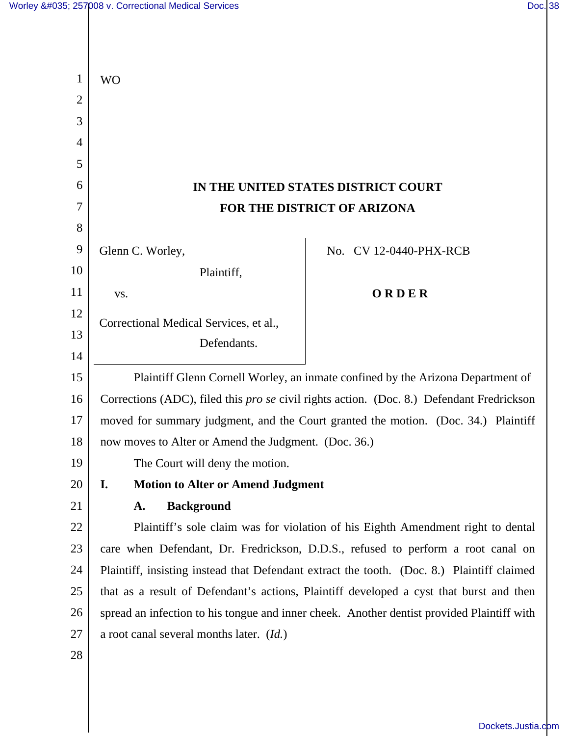WO

**IN THE UNITED STATES DISTRICT COURT**
**FOR THE DISTRICT OF ARIZONA**

Glenn C. Worley,

Plaintiff,

vs.

Correctional Medical Services, et al.,

Defendants.

No. CV 12-0440-PHX-RCB

**O R D E R**

Plaintiff Glenn Cornell Worley, an inmate confined by the Arizona Department of Corrections (ADC), filed this *pro se* civil rights action. (Doc. 8.) Defendant Fredrickson moved for summary judgment, and the Court granted the motion. (Doc. 34.) Plaintiff now moves to Alter or Amend the Judgment. (Doc. 36.)

The Court will deny the motion.

## I. Motion to Alter or Amend Judgment

### A. Background

Plaintiff's sole claim was for violation of his Eighth Amendment right to dental care when Defendant, Dr. Fredrickson, D.D.S., refused to perform a root canal on Plaintiff, insisting instead that Defendant extract the tooth. (Doc. 8.) Plaintiff claimed that as a result of Defendant's actions, Plaintiff developed a cyst that burst and then spread an infection to his tongue and inner cheek. Another dentist provided Plaintiff with a root canal several months later. (*Id.*)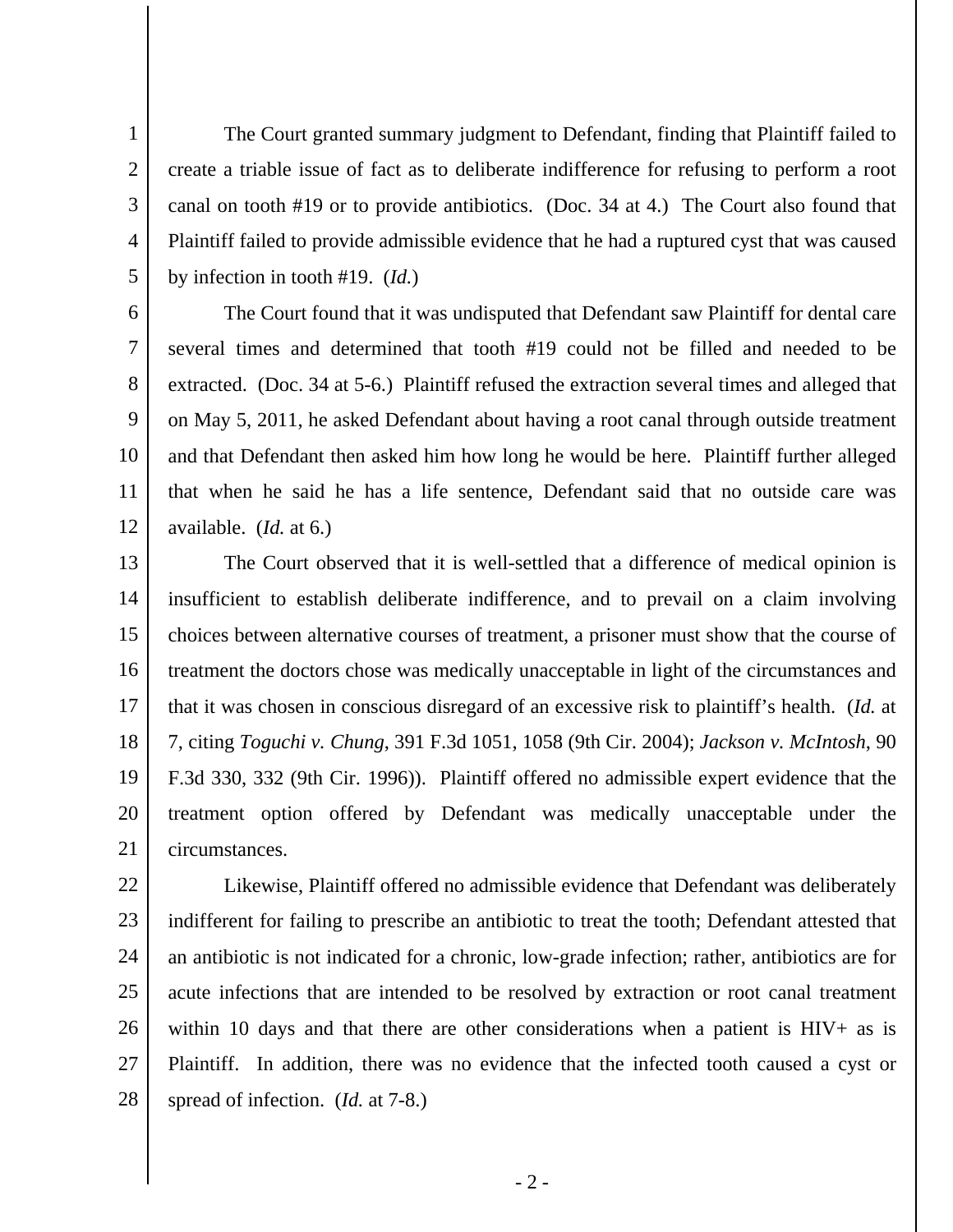The Court granted summary judgment to Defendant, finding that Plaintiff failed to create a triable issue of fact as to deliberate indifference for refusing to perform a root canal on tooth #19 or to provide antibiotics. (Doc. 34 at 4.) The Court also found that Plaintiff failed to provide admissible evidence that he had a ruptured cyst that was caused by infection in tooth #19. (*Id.*)

The Court found that it was undisputed that Defendant saw Plaintiff for dental care several times and determined that tooth #19 could not be filled and needed to be extracted. (Doc. 34 at 5-6.) Plaintiff refused the extraction several times and alleged that on May 5, 2011, he asked Defendant about having a root canal through outside treatment and that Defendant then asked him how long he would be here. Plaintiff further alleged that when he said he has a life sentence, Defendant said that no outside care was available. (*Id.* at 6.)

The Court observed that it is well-settled that a difference of medical opinion is insufficient to establish deliberate indifference, and to prevail on a claim involving choices between alternative courses of treatment, a prisoner must show that the course of treatment the doctors chose was medically unacceptable in light of the circumstances and that it was chosen in conscious disregard of an excessive risk to plaintiff's health. (*Id.* at 7, citing *Toguchi v. Chung*, 391 F.3d 1051, 1058 (9th Cir. 2004); *Jackson v. McIntosh*, 90 F.3d 330, 332 (9th Cir. 1996)). Plaintiff offered no admissible expert evidence that the treatment option offered by Defendant was medically unacceptable under the circumstances.

Likewise, Plaintiff offered no admissible evidence that Defendant was deliberately indifferent for failing to prescribe an antibiotic to treat the tooth; Defendant attested that an antibiotic is not indicated for a chronic, low-grade infection; rather, antibiotics are for acute infections that are intended to be resolved by extraction or root canal treatment within 10 days and that there are other considerations when a patient is HIV+ as is Plaintiff. In addition, there was no evidence that the infected tooth caused a cyst or spread of infection. (*Id.* at 7-8.)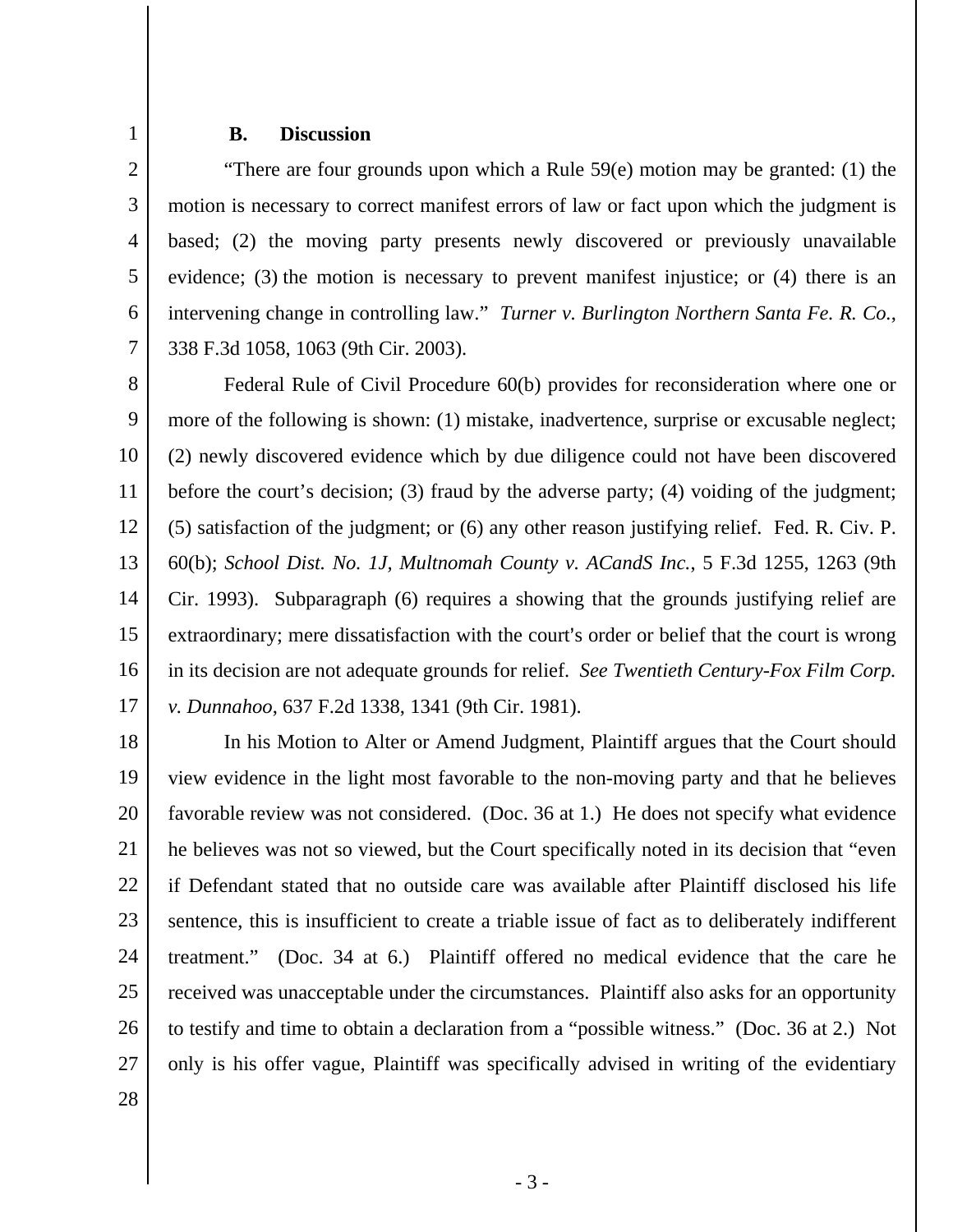### B. Discussion

"There are four grounds upon which a Rule 59(e) motion may be granted: (1) the motion is necessary to correct manifest errors of law or fact upon which the judgment is based; (2) the moving party presents newly discovered or previously unavailable evidence; (3) the motion is necessary to prevent manifest injustice; or (4) there is an intervening change in controlling law." *Turner v. Burlington Northern Santa Fe. R. Co.*, 338 F.3d 1058, 1063 (9th Cir. 2003).

Federal Rule of Civil Procedure 60(b) provides for reconsideration where one or more of the following is shown: (1) mistake, inadvertence, surprise or excusable neglect; (2) newly discovered evidence which by due diligence could not have been discovered before the court's decision; (3) fraud by the adverse party; (4) voiding of the judgment; (5) satisfaction of the judgment; or (6) any other reason justifying relief. Fed. R. Civ. P. 60(b); *School Dist. No. 1J, Multnomah County v. ACandS Inc.*, 5 F.3d 1255, 1263 (9th Cir. 1993). Subparagraph (6) requires a showing that the grounds justifying relief are extraordinary; mere dissatisfaction with the court's order or belief that the court is wrong in its decision are not adequate grounds for relief. *See Twentieth Century-Fox Film Corp. v. Dunnahoo*, 637 F.2d 1338, 1341 (9th Cir. 1981).

In his Motion to Alter or Amend Judgment, Plaintiff argues that the Court should view evidence in the light most favorable to the non-moving party and that he believes favorable review was not considered. (Doc. 36 at 1.) He does not specify what evidence he believes was not so viewed, but the Court specifically noted in its decision that "even if Defendant stated that no outside care was available after Plaintiff disclosed his life sentence, this is insufficient to create a triable issue of fact as to deliberately indifferent treatment." (Doc. 34 at 6.) Plaintiff offered no medical evidence that the care he received was unacceptable under the circumstances. Plaintiff also asks for an opportunity to testify and time to obtain a declaration from a "possible witness." (Doc. 36 at 2.) Not only is his offer vague, Plaintiff was specifically advised in writing of the evidentiary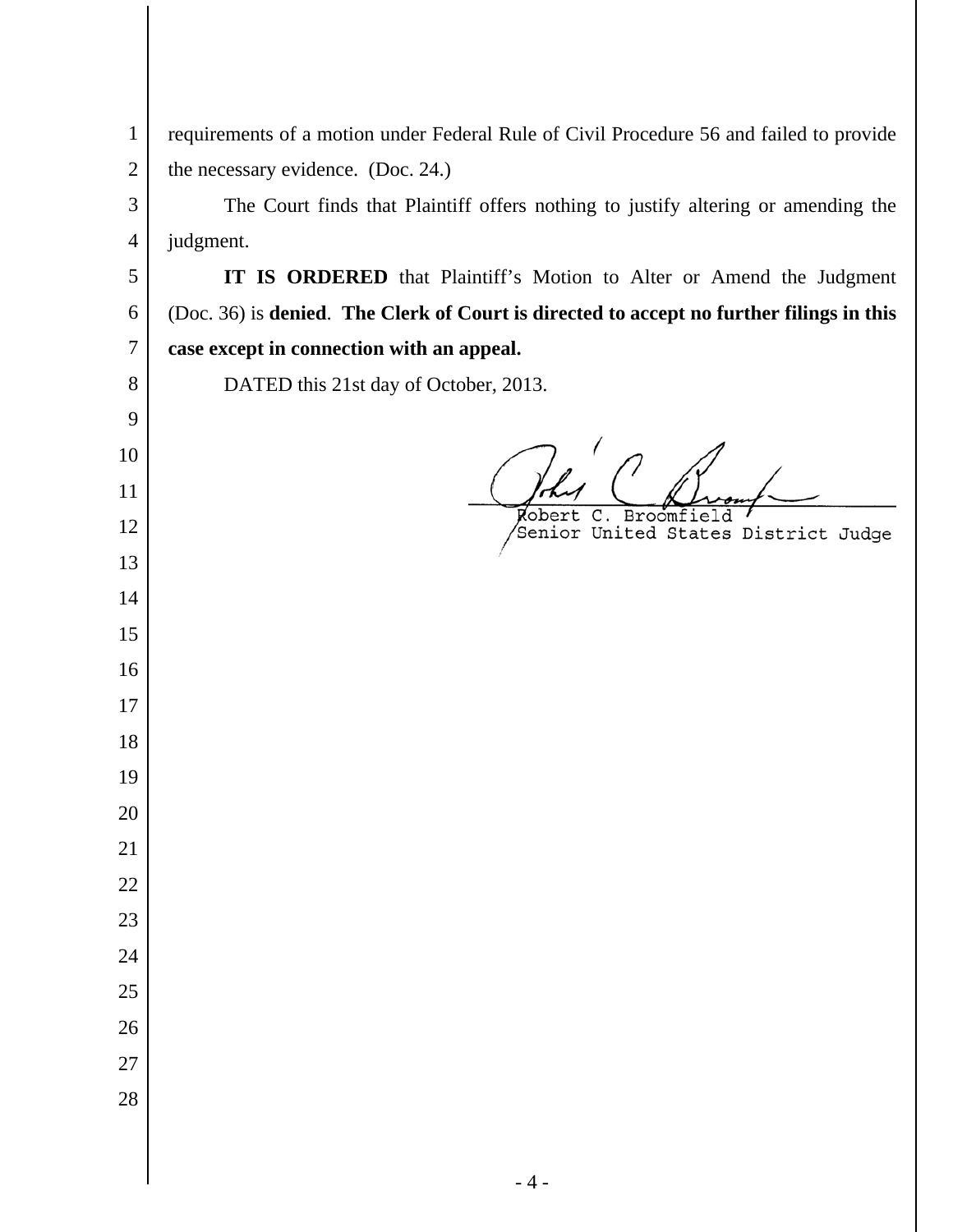requirements of a motion under Federal Rule of Civil Procedure 56 and failed to provide the necessary evidence. (Doc. 24.)

The Court finds that Plaintiff offers nothing to justify altering or amending the judgment.

**IT IS ORDERED** that Plaintiff's Motion to Alter or Amend the Judgment (Doc. 36) is **denied**. **The Clerk of Court is directed to accept no further filings in this case except in connection with an appeal.**

DATED this 21st day of October, 2013.

Robert C. Broomfield
Senior United States District Judge